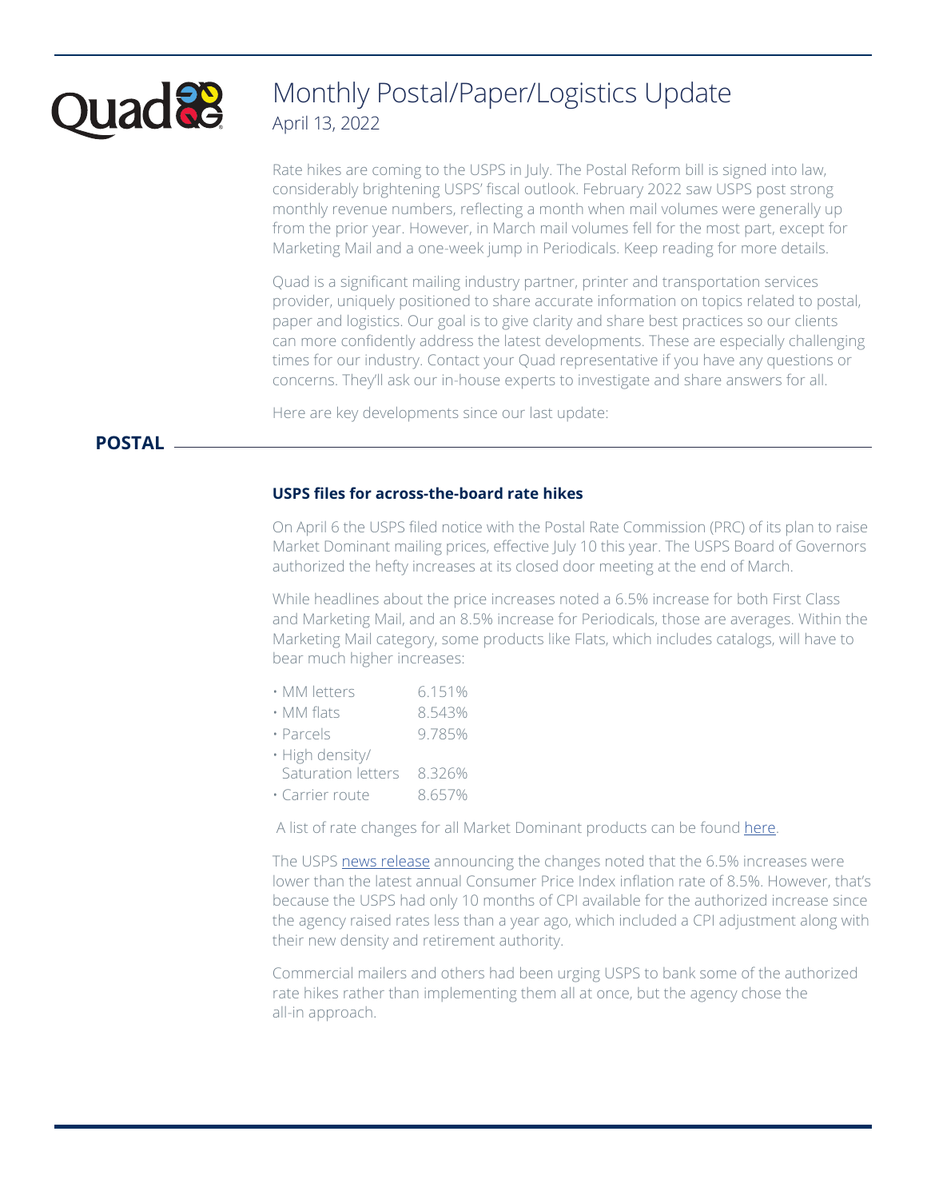# Monthly Postal/Paper/Logistics Update

April 13, 2022

Rate hikes are coming to the USPS in July. The Postal Reform bill is signed into law, considerably brightening USPS' fiscal outlook. February 2022 saw USPS post strong monthly revenue numbers, reflecting a month when mail volumes were generally up from the prior year. However, in March mail volumes fell for the most part, except for Marketing Mail and a one-week jump in Periodicals. Keep reading for more details.

Quad is a significant mailing industry partner, printer and transportation services provider, uniquely positioned to share accurate information on topics related to postal, paper and logistics. Our goal is to give clarity and share best practices so our clients can more confidently address the latest developments. These are especially challenging times for our industry. Contact your Quad representative if you have any questions or concerns. They'll ask our in-house experts to investigate and share answers for all.

Here are key developments since our last update:

## POSTAL

### USPS files for across-the-board rate hikes

On April 6 the USPS filed notice with the Postal Rate Commission (PRC) of its plan to raise Market Dominant mailing prices, effective July 10 this year. The USPS Board of Governors authorized the hefty increases at its closed door meeting at the end of March.

While headlines about the price increases noted a 6.5% increase for both First Class and Marketing Mail, and an 8.5% increase for Periodicals, those are averages. Within the Marketing Mail category, some products like Flats, which includes catalogs, will have to bear much higher increases:

- MM letters 6.151%
- MM flats 8.543%
- Parcels 9.785%
- High density/ Saturation letters 8.326%
- Carrier route 8.657%

A list of rate changes for all Market Dominant products can be found here.

The USPS news release announcing the changes noted that the 6.5% increases were lower than the latest annual Consumer Price Index inflation rate of 8.5%. However, that's because the USPS had only 10 months of CPI available for the authorized increase since the agency raised rates less than a year ago, which included a CPI adjustment along with their new density and retirement authority.

Commercial mailers and others had been urging USPS to bank some of the authorized rate hikes rather than implementing them all at once, but the agency chose the all-in approach.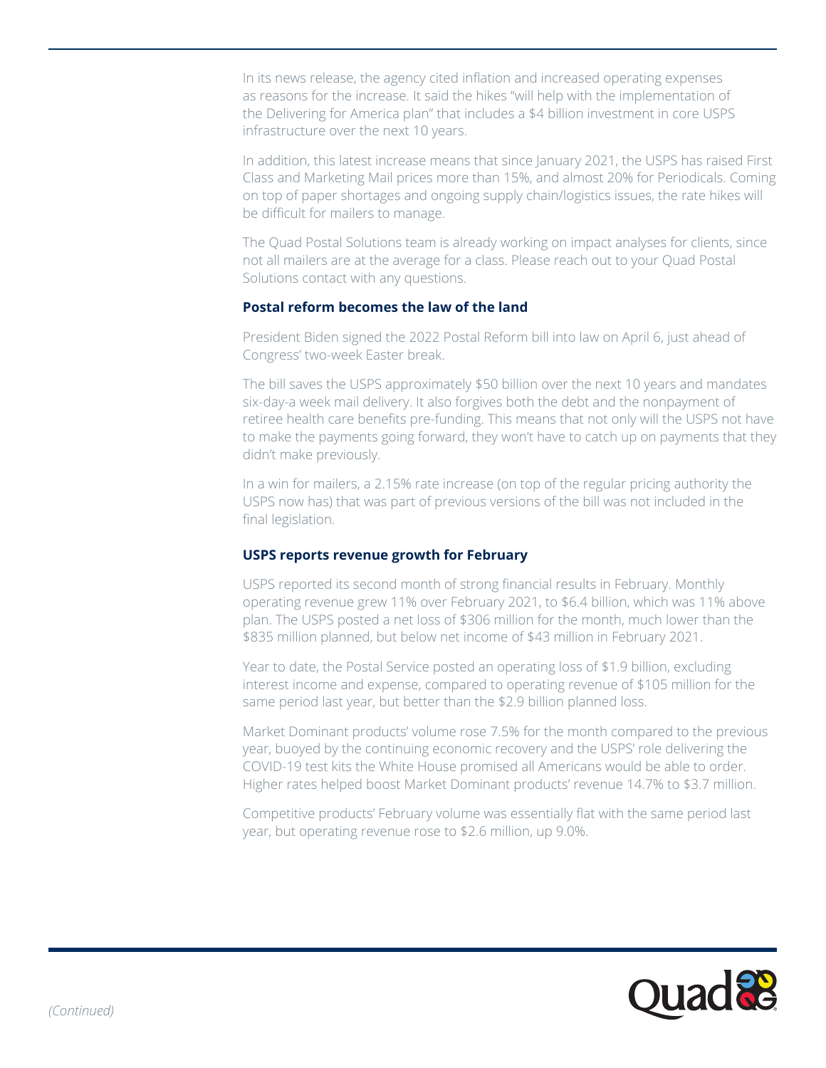In its news release, the agency cited inflation and increased operating expenses as reasons for the increase. It said the hikes "will help with the implementation of the Delivering for America plan" that includes a $4 billion investment in core USPS infrastructure over the next 10 years.

In addition, this latest increase means that since January 2021, the USPS has raised First Class and Marketing Mail prices more than 15%, and almost 20% for Periodicals. Coming on top of paper shortages and ongoing supply chain/logistics issues, the rate hikes will be difficult for mailers to manage.

The Quad Postal Solutions team is already working on impact analyses for clients, since not all mailers are at the average for a class. Please reach out to your Quad Postal Solutions contact with any questions.

### Postal reform becomes the law of the land

President Biden signed the 2022 Postal Reform bill into law on April 6, just ahead of Congress' two-week Easter break.

The bill saves the USPS approximately $50 billion over the next 10 years and mandates six-day-a week mail delivery. It also forgives both the debt and the nonpayment of retiree health care benefits pre-funding. This means that not only will the USPS not have to make the payments going forward, they won't have to catch up on payments that they didn't make previously.

In a win for mailers, a 2.15% rate increase (on top of the regular pricing authority the USPS now has) that was part of previous versions of the bill was not included in the final legislation.

### USPS reports revenue growth for February

USPS reported its second month of strong financial results in February. Monthly operating revenue grew 11% over February 2021, to $6.4 billion, which was 11% above plan. The USPS posted a net loss of $306 million for the month, much lower than the $835 million planned, but below net income of $43 million in February 2021.

Year to date, the Postal Service posted an operating loss of $1.9 billion, excluding interest income and expense, compared to operating revenue of $105 million for the same period last year, but better than the $2.9 billion planned loss.

Market Dominant products' volume rose 7.5% for the month compared to the previous year, buoyed by the continuing economic recovery and the USPS' role delivering the COVID-19 test kits the White House promised all Americans would be able to order. Higher rates helped boost Market Dominant products' revenue 14.7% to $3.7 million.

Competitive products' February volume was essentially flat with the same period last year, but operating revenue rose to $2.6 million, up 9.0%.

*(Continued)*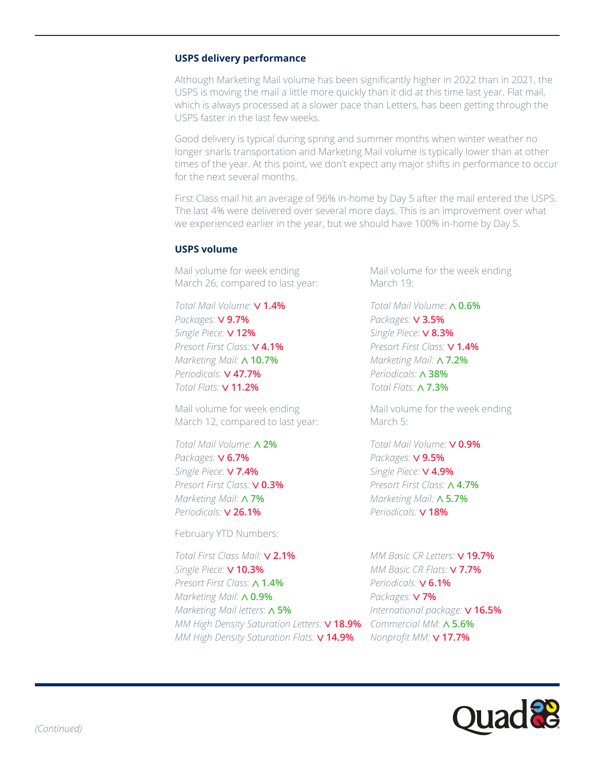### USPS delivery performance

Although Marketing Mail volume has been significantly higher in 2022 than in 2021, the USPS is moving the mail a little more quickly than it did at this time last year. Flat mail, which is always processed at a slower pace than Letters, has been getting through the USPS faster in the last few weeks.

Good delivery is typical during spring and summer months when winter weather no longer snarls transportation and Marketing Mail volume is typically lower than at other times of the year. At this point, we don't expect any major shifts in performance to occur for the next several months.

First Class mail hit an average of 96% in-home by Day 5 after the mail entered the USPS. The last 4% were delivered over several more days. This is an improvement over what we experienced earlier in the year, but we should have 100% in-home by Day 5.

### USPS volume

Mail volume for week ending March 26, compared to last year:

*Total Mail Volume:* ∨ **1.4%**
*Packages:* ∨ **9.7%**
*Single Piece:* ∨ **12%**
*Presort First Class:* ∨ **4.1%**
*Marketing Mail:* ∧ **10.7%**
*Periodicals:* ∨ **47.7%**
*Total Flats:* ∨ **11.2%**

Mail volume for the week ending March 19:

*Total Mail Volume:* ∧ **0.6%**
*Packages:* ∨ **3.5%**
*Single Piece:* ∨ **8.3%**
*Presort First Class:* ∨ **1.4%**
*Marketing Mail:* ∧ **7.2%**
*Periodicals:* ∧ **38%**
*Total Flats:* ∧ **7.3%**

Mail volume for week ending March 12, compared to last year:

*Total Mail Volume:* ∧ **2%**
*Packages:* ∨ **6.7%**
*Single Piece:* ∨ **7.4%**
*Presort First Class:* ∨ **0.3%**
*Marketing Mail:* ∧ **7%**
*Periodicals:* ∨ **26.1%**

Mail volume for the week ending March 5:

*Total Mail Volume:* ∨ **0.9%**
*Packages:* ∨ **9.5%**
*Single Piece:* ∨ **4.9%**
*Presort First Class:* ∧ **4.7%**
*Marketing Mail:* ∧ **5.7%**
*Periodicals:* ∨ **18%**

February YTD Numbers:

*Total First Class Mail:* ∨ **2.1%**
*Single Piece:* ∨ **10.3%**
*Presort First Class:* ∧ **1.4%**
*Marketing Mail:* ∧ **0.9%**
*Marketing Mail letters:* ∧ **5%**
*MM High Density Saturation Letters:* ∨ **18.9%**
*MM High Density Saturation Flats:* ∨ **14.9%**
*MM Basic CR Letters:* ∨ **19.7%**
*MM Basic CR Flats:* ∨ **7.7%**
*Periodicals:* ∨ **6.1%**
*Packages:* ∨ **7%**
*International package:* ∨ **16.5%**
*Commercial MM:* ∧ **5.6%**
*Nonprofit MM:* ∨ **17.7%**

*(Continued)*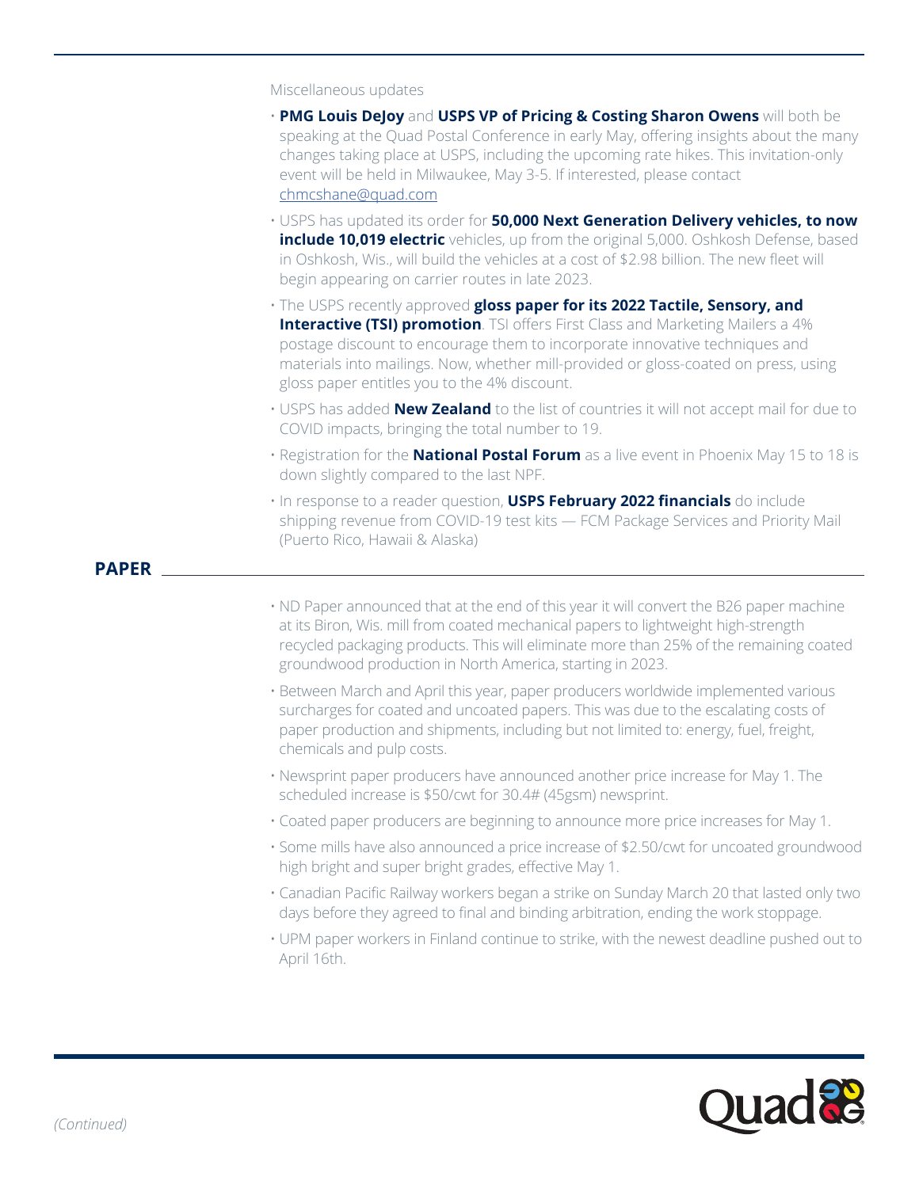Miscellaneous updates

- **PMG Louis DeJoy** and **USPS VP of Pricing & Costing Sharon Owens** will both be speaking at the Quad Postal Conference in early May, offering insights about the many changes taking place at USPS, including the upcoming rate hikes. This invitation-only event will be held in Milwaukee, May 3-5. If interested, please contact chmcshane@quad.com
- USPS has updated its order for **50,000 Next Generation Delivery vehicles, to now include 10,019 electric** vehicles, up from the original 5,000. Oshkosh Defense, based in Oshkosh, Wis., will build the vehicles at a cost of $2.98 billion. The new fleet will begin appearing on carrier routes in late 2023.
- The USPS recently approved **gloss paper for its 2022 Tactile, Sensory, and Interactive (TSI) promotion**. TSI offers First Class and Marketing Mailers a 4% postage discount to encourage them to incorporate innovative techniques and materials into mailings. Now, whether mill-provided or gloss-coated on press, using gloss paper entitles you to the 4% discount.
- USPS has added **New Zealand** to the list of countries it will not accept mail for due to COVID impacts, bringing the total number to 19.
- Registration for the **National Postal Forum** as a live event in Phoenix May 15 to 18 is down slightly compared to the last NPF.
- In response to a reader question, **USPS February 2022 financials** do include shipping revenue from COVID-19 test kits — FCM Package Services and Priority Mail (Puerto Rico, Hawaii & Alaska)

## PAPER

- ND Paper announced that at the end of this year it will convert the B26 paper machine at its Biron, Wis. mill from coated mechanical papers to lightweight high-strength recycled packaging products. This will eliminate more than 25% of the remaining coated groundwood production in North America, starting in 2023.
- Between March and April this year, paper producers worldwide implemented various surcharges for coated and uncoated papers. This was due to the escalating costs of paper production and shipments, including but not limited to: energy, fuel, freight, chemicals and pulp costs.
- Newsprint paper producers have announced another price increase for May 1. The scheduled increase is $50/cwt for 30.4# (45gsm) newsprint.
- Coated paper producers are beginning to announce more price increases for May 1.
- Some mills have also announced a price increase of $2.50/cwt for uncoated groundwood high bright and super bright grades, effective May 1.
- Canadian Pacific Railway workers began a strike on Sunday March 20 that lasted only two days before they agreed to final and binding arbitration, ending the work stoppage.
- UPM paper workers in Finland continue to strike, with the newest deadline pushed out to April 16th.

*(Continued)*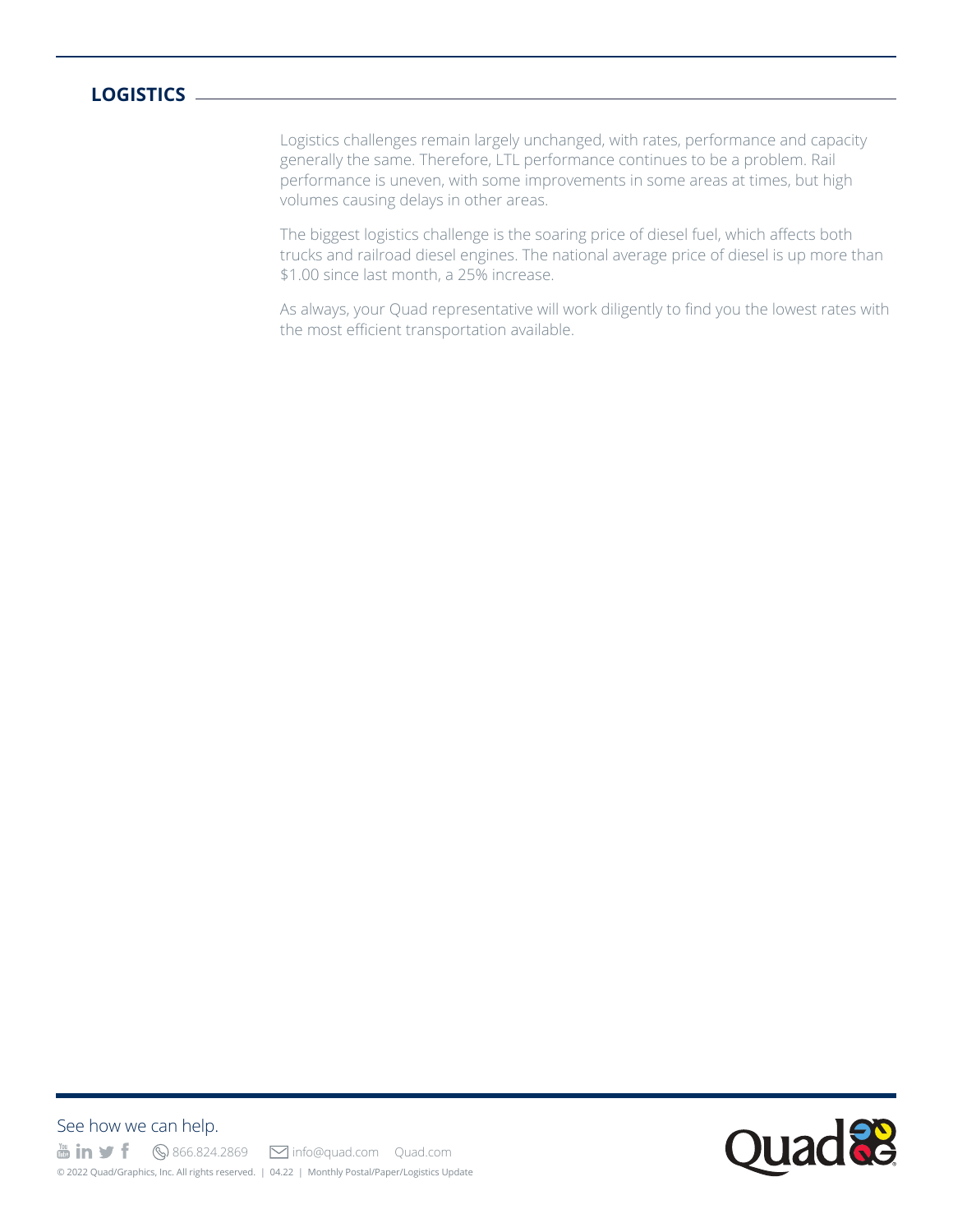## LOGISTICS

Logistics challenges remain largely unchanged, with rates, performance and capacity generally the same. Therefore, LTL performance continues to be a problem. Rail performance is uneven, with some improvements in some areas at times, but high volumes causing delays in other areas.

The biggest logistics challenge is the soaring price of diesel fuel, which affects both trucks and railroad diesel engines. The national average price of diesel is up more than $1.00 since last month, a 25% increase.

As always, your Quad representative will work diligently to find you the lowest rates with the most efficient transportation available.

See how we can help.

866.824.2869 info@quad.com Quad.com

© 2022 Quad/Graphics, Inc. All rights reserved. | 04.22 | Monthly Postal/Paper/Logistics Update